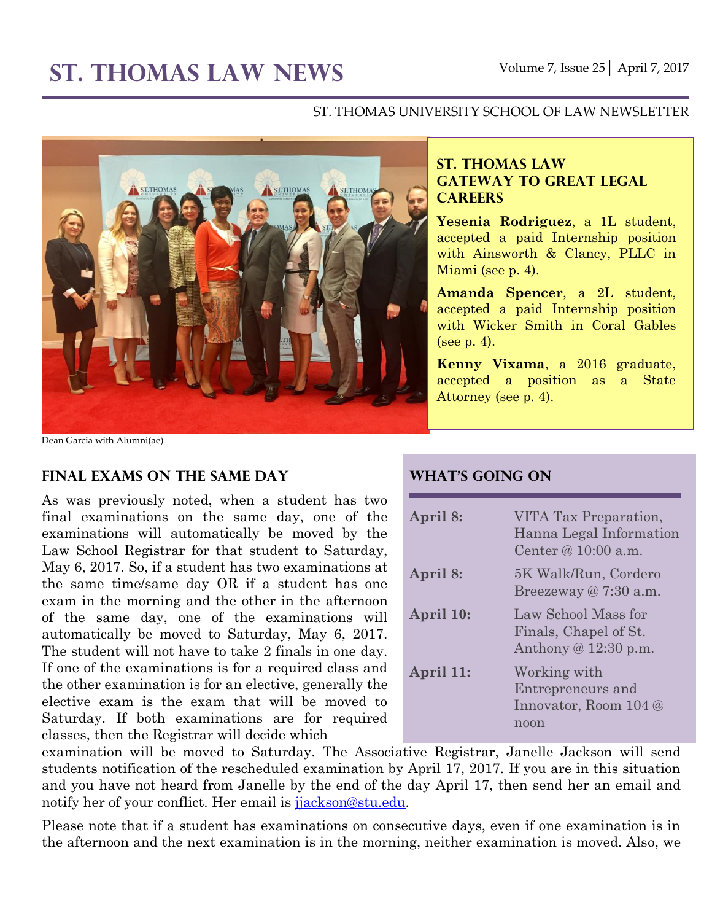# St. Thomas Law News

Volume 7, Issue 25 | April 7, 2017

ST. THOMAS UNIVERSITY SCHOOL OF LAW NEWSLETTER

Dean Garcia with Alumni(ae)

## St. Thomas Law Gateway to Great Legal Careers

**Yesenia Rodriguez**, a 1L student, accepted a paid Internship position with Ainsworth & Clancy, PLLC in Miami (see p. 4).

**Amanda Spencer**, a 2L student, accepted a paid Internship position with Wicker Smith in Coral Gables (see p. 4).

**Kenny Vixama**, a 2016 graduate, accepted a position as a State Attorney (see p. 4).

## Final Exams on the Same Day

As was previously noted, when a student has two final examinations on the same day, one of the examinations will automatically be moved by the Law School Registrar for that student to Saturday, May 6, 2017. So, if a student has two examinations at the same time/same day OR if a student has one exam in the morning and the other in the afternoon of the same day, one of the examinations will automatically be moved to Saturday, May 6, 2017. The student will not have to take 2 finals in one day. If one of the examinations is for a required class and the other examination is for an elective, generally the elective exam is the exam that will be moved to Saturday. If both examinations are for required classes, then the Registrar will decide which examination will be moved to Saturday. The Associative Registrar, Janelle Jackson will send students notification of the rescheduled examination by April 17, 2017. If you are in this situation and you have not heard from Janelle by the end of the day April 17, then send her an email and notify her of your conflict. Her email is jjackson@stu.edu.

Please note that if a student has examinations on consecutive days, even if one examination is in the afternoon and the next examination is in the morning, neither examination is moved. Also, we

## What's Going On

| | |
|---|---|
| **April 8:** | VITA Tax Preparation, Hanna Legal Information Center @ 10:00 a.m. |
| **April 8:** | 5K Walk/Run, Cordero Breezeway @ 7:30 a.m. |
| **April 10:** | Law School Mass for Finals, Chapel of St. Anthony @ 12:30 p.m. |
| **April 11:** | Working with Entrepreneurs and Innovator, Room 104 @ noon |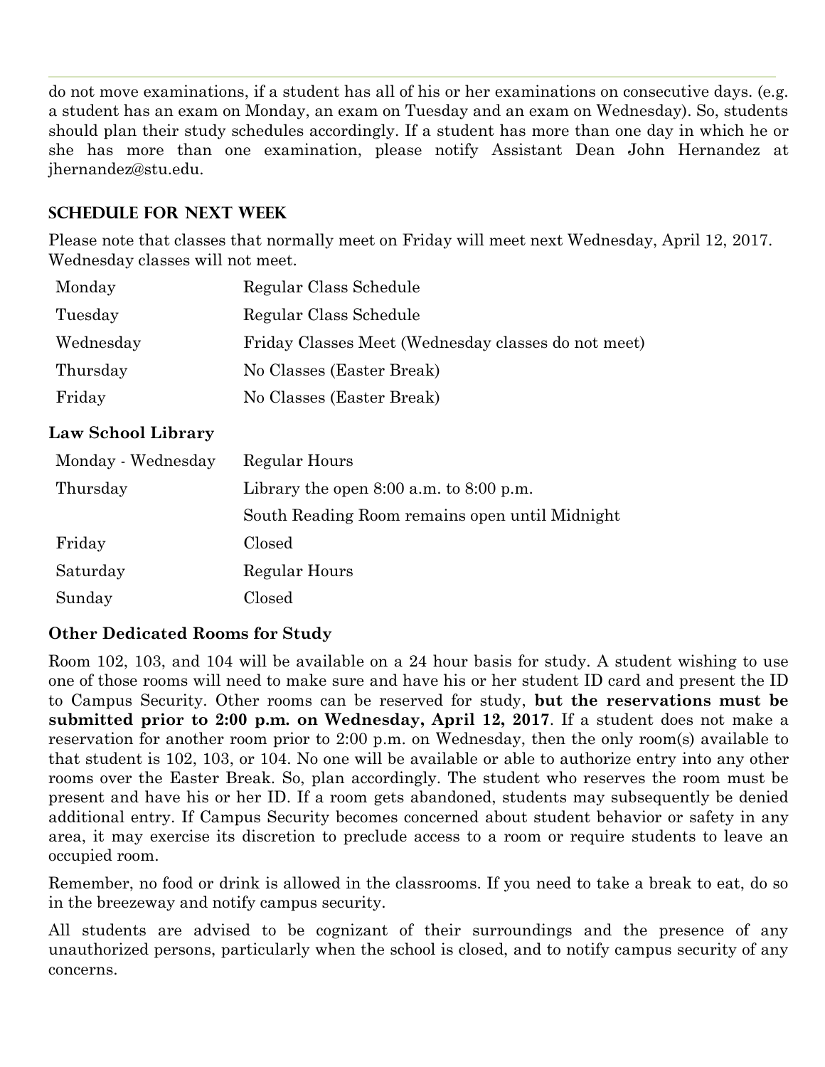do not move examinations, if a student has all of his or her examinations on consecutive days. (e.g. a student has an exam on Monday, an exam on Tuesday and an exam on Wednesday). So, students should plan their study schedules accordingly. If a student has more than one day in which he or she has more than one examination, please notify Assistant Dean John Hernandez at jhernandez@stu.edu.

## SCHEDULE FOR NEXT WEEK

Please note that classes that normally meet on Friday will meet next Wednesday, April 12, 2017. Wednesday classes will not meet.

| | |
|---|---|
| Monday | Regular Class Schedule |
| Tuesday | Regular Class Schedule |
| Wednesday | Friday Classes Meet (Wednesday classes do not meet) |
| Thursday | No Classes (Easter Break) |
| Friday | No Classes (Easter Break) |

### Law School Library

| | |
|---|---|
| Monday - Wednesday | Regular Hours |
| Thursday | Library the open 8:00 a.m. to 8:00 p.m. |
| | South Reading Room remains open until Midnight |
| Friday | Closed |
| Saturday | Regular Hours |
| Sunday | Closed |

### Other Dedicated Rooms for Study

Room 102, 103, and 104 will be available on a 24 hour basis for study. A student wishing to use one of those rooms will need to make sure and have his or her student ID card and present the ID to Campus Security. Other rooms can be reserved for study, **but the reservations must be submitted prior to 2:00 p.m. on Wednesday, April 12, 2017**. If a student does not make a reservation for another room prior to 2:00 p.m. on Wednesday, then the only room(s) available to that student is 102, 103, or 104. No one will be available or able to authorize entry into any other rooms over the Easter Break. So, plan accordingly. The student who reserves the room must be present and have his or her ID. If a room gets abandoned, students may subsequently be denied additional entry. If Campus Security becomes concerned about student behavior or safety in any area, it may exercise its discretion to preclude access to a room or require students to leave an occupied room.

Remember, no food or drink is allowed in the classrooms. If you need to take a break to eat, do so in the breezeway and notify campus security.

All students are advised to be cognizant of their surroundings and the presence of any unauthorized persons, particularly when the school is closed, and to notify campus security of any concerns.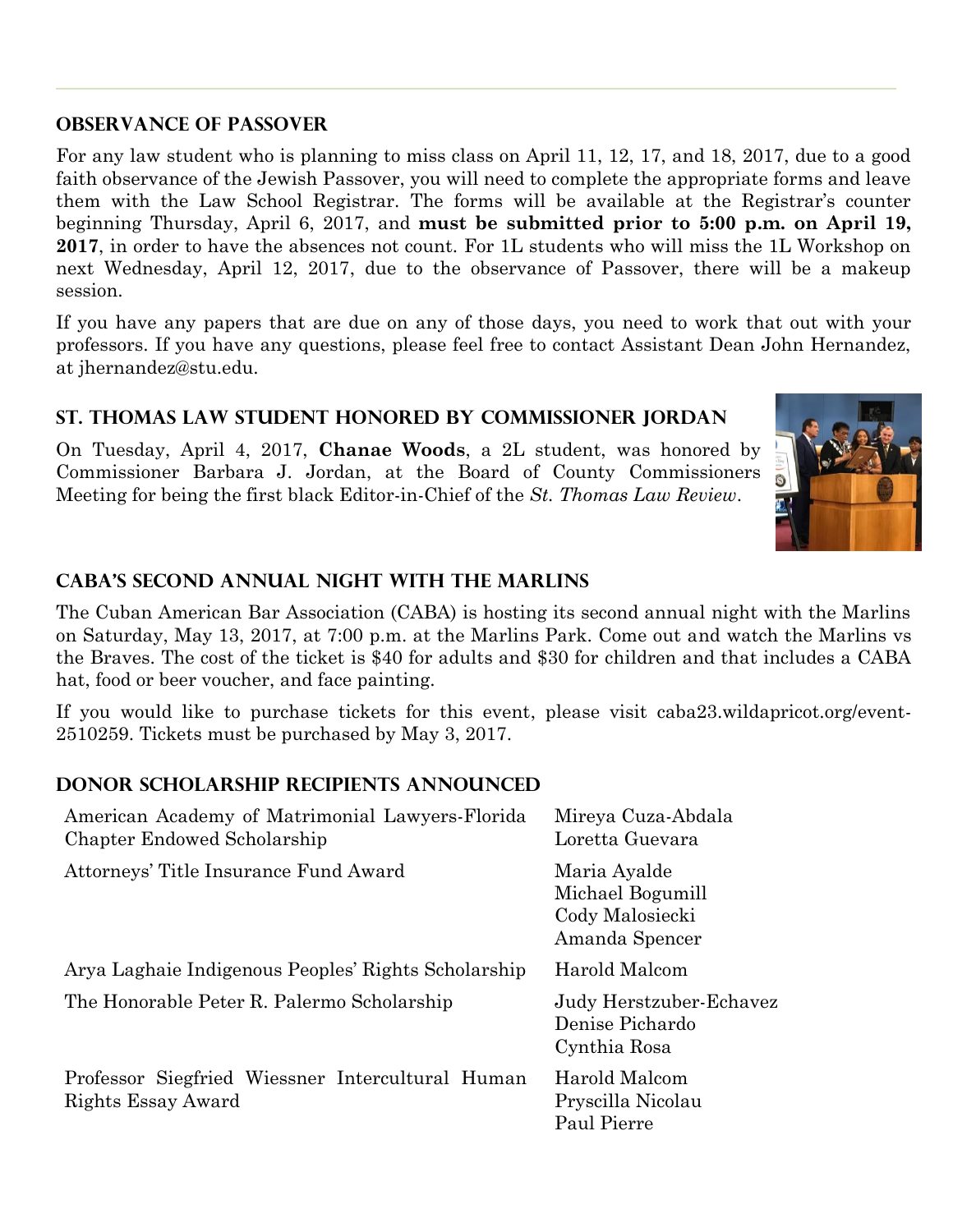## Observance of Passover

For any law student who is planning to miss class on April 11, 12, 17, and 18, 2017, due to a good faith observance of the Jewish Passover, you will need to complete the appropriate forms and leave them with the Law School Registrar. The forms will be available at the Registrar's counter beginning Thursday, April 6, 2017, and **must be submitted prior to 5:00 p.m. on April 19, 2017**, in order to have the absences not count. For 1L students who will miss the 1L Workshop on next Wednesday, April 12, 2017, due to the observance of Passover, there will be a makeup session.

If you have any papers that are due on any of those days, you need to work that out with your professors. If you have any questions, please feel free to contact Assistant Dean John Hernandez, at jhernandez@stu.edu.

## St. Thomas Law Student Honored by Commissioner Jordan

On Tuesday, April 4, 2017, **Chanae Woods**, a 2L student, was honored by Commissioner Barbara J. Jordan, at the Board of County Commissioners Meeting for being the first black Editor-in-Chief of the *St. Thomas Law Review*.

## CABA's Second Annual Night with the Marlins

The Cuban American Bar Association (CABA) is hosting its second annual night with the Marlins on Saturday, May 13, 2017, at 7:00 p.m. at the Marlins Park. Come out and watch the Marlins vs the Braves. The cost of the ticket is $40 for adults and $30 for children and that includes a CABA hat, food or beer voucher, and face painting.

If you would like to purchase tickets for this event, please visit caba23.wildapricot.org/event-2510259. Tickets must be purchased by May 3, 2017.

## Donor Scholarship Recipients Announced

| Scholarship | Recipients |
|---|---|
| American Academy of Matrimonial Lawyers-Florida Chapter Endowed Scholarship | Mireya Cuza-Abdala<br>Loretta Guevara |
| Attorneys' Title Insurance Fund Award | Maria Ayalde<br>Michael Bogumill<br>Cody Malosiecki<br>Amanda Spencer |
| Arya Laghaie Indigenous Peoples' Rights Scholarship | Harold Malcom |
| The Honorable Peter R. Palermo Scholarship | Judy Herstzuber-Echavez<br>Denise Pichardo<br>Cynthia Rosa |
| Professor Siegfried Wiessner Intercultural Human Rights Essay Award | Harold Malcom<br>Pryscilla Nicolau<br>Paul Pierre |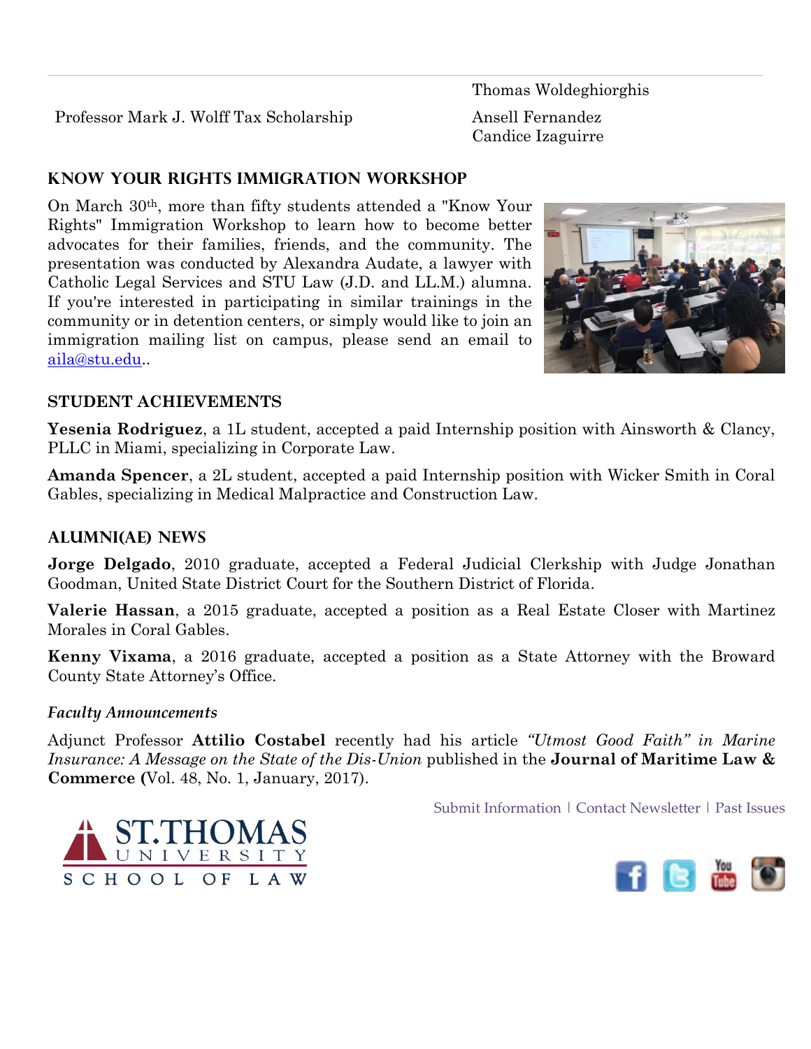Professor Mark J. Wolff Tax Scholarship

Thomas Woldeghiorghis
Ansell Fernandez
Candice Izaguirre

## KNOW YOUR RIGHTS IMMIGRATION WORKSHOP

On March 30th, more than fifty students attended a "Know Your Rights" Immigration Workshop to learn how to become better advocates for their families, friends, and the community. The presentation was conducted by Alexandra Audate, a lawyer with Catholic Legal Services and STU Law (J.D. and LL.M.) alumna. If you're interested in participating in similar trainings in the community or in detention centers, or simply would like to join an immigration mailing list on campus, please send an email to aila@stu.edu..

## STUDENT ACHIEVEMENTS

**Yesenia Rodriguez**, a 1L student, accepted a paid Internship position with Ainsworth & Clancy, PLLC in Miami, specializing in Corporate Law.

**Amanda Spencer**, a 2L student, accepted a paid Internship position with Wicker Smith in Coral Gables, specializing in Medical Malpractice and Construction Law.

## ALUMNI(AE) NEWS

**Jorge Delgado**, 2010 graduate, accepted a Federal Judicial Clerkship with Judge Jonathan Goodman, United State District Court for the Southern District of Florida.

**Valerie Hassan**, a 2015 graduate, accepted a position as a Real Estate Closer with Martinez Morales in Coral Gables.

**Kenny Vixama**, a 2016 graduate, accepted a position as a State Attorney with the Broward County State Attorney's Office.

### *Faculty Announcements*

Adjunct Professor **Attilio Costabel** recently had his article *"Utmost Good Faith" in Marine Insurance: A Message on the State of the Dis-Union* published in the **Journal of Maritime Law & Commerce (**Vol. 48, No. 1, January, 2017).

Submit Information | Contact Newsletter | Past Issues

ST. THOMAS UNIVERSITY SCHOOL OF LAW